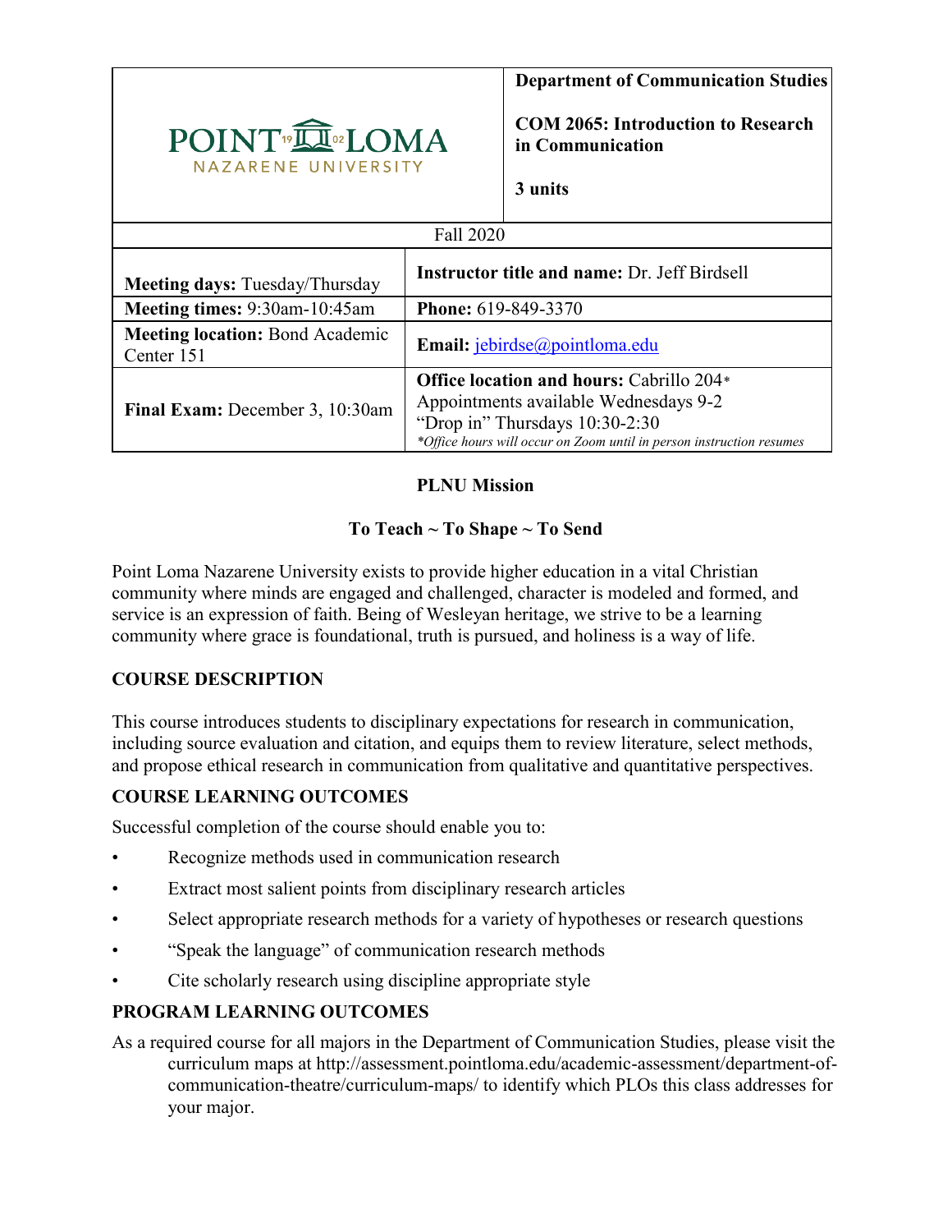| POINT LOMA NAZARENE UNIVERSITY | **Department of Communication Studies**<br><br>**COM 2065: Introduction to Research in Communication**<br><br>**3 units** |
|---|---|
| Fall 2020 | |
| **Meeting days:** Tuesday/Thursday | **Instructor title and name:** Dr. Jeff Birdsell |
| **Meeting times:** 9:30am-10:45am | **Phone:** 619-849-3370 |
| **Meeting location:** Bond Academic Center 151 | **Email:** jebirdse@pointloma.edu |
| **Final Exam:** December 3, 10:30am | **Office location and hours:** Cabrillo 204*<br>Appointments available Wednesdays 9-2<br>"Drop in" Thursdays 10:30-2:30<br>*\*Office hours will occur on Zoom until in person instruction resumes* |

**PLNU Mission**

**To Teach ~ To Shape ~ To Send**

Point Loma Nazarene University exists to provide higher education in a vital Christian community where minds are engaged and challenged, character is modeled and formed, and service is an expression of faith. Being of Wesleyan heritage, we strive to be a learning community where grace is foundational, truth is pursued, and holiness is a way of life.

## COURSE DESCRIPTION

This course introduces students to disciplinary expectations for research in communication, including source evaluation and citation, and equips them to review literature, select methods, and propose ethical research in communication from qualitative and quantitative perspectives.

## COURSE LEARNING OUTCOMES

Successful completion of the course should enable you to:

- Recognize methods used in communication research
- Extract most salient points from disciplinary research articles
- Select appropriate research methods for a variety of hypotheses or research questions
- "Speak the language" of communication research methods
- Cite scholarly research using discipline appropriate style

## PROGRAM LEARNING OUTCOMES

As a required course for all majors in the Department of Communication Studies, please visit the curriculum maps at http://assessment.pointloma.edu/academic-assessment/department-of-communication-theatre/curriculum-maps/ to identify which PLOs this class addresses for your major.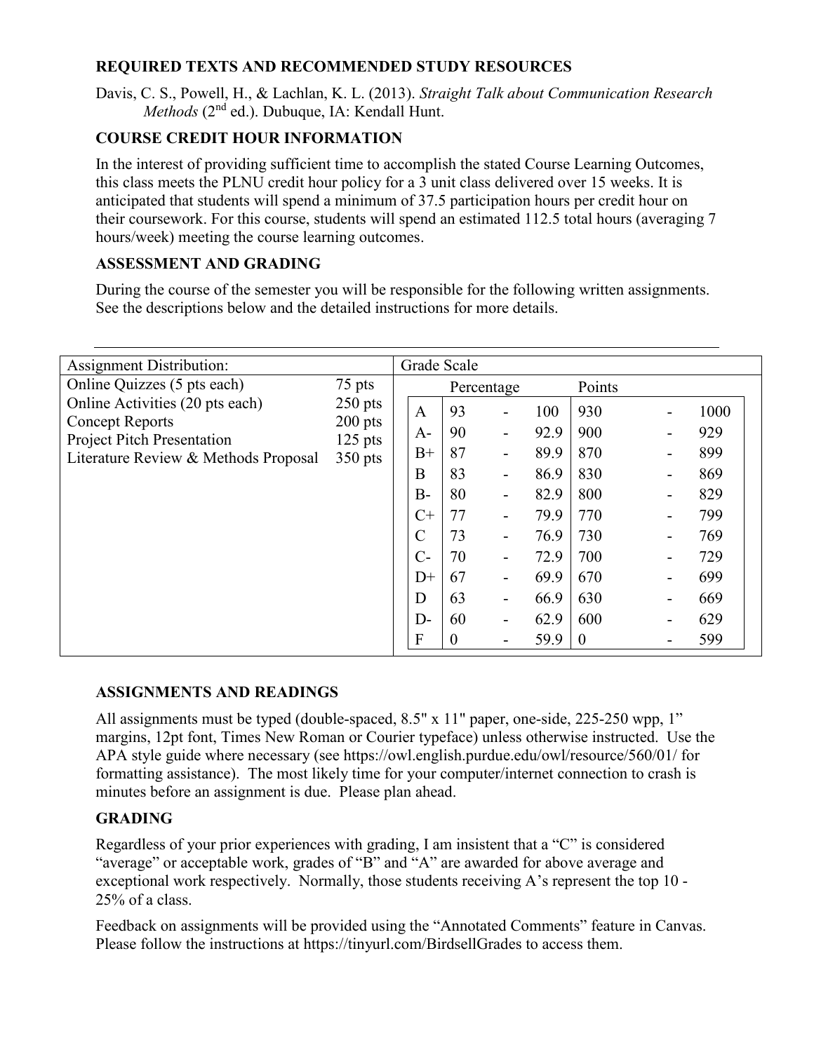## REQUIRED TEXTS AND RECOMMENDED STUDY RESOURCES

Davis, C. S., Powell, H., & Lachlan, K. L. (2013). *Straight Talk about Communication Research Methods* (2nd ed.). Dubuque, IA: Kendall Hunt.

## COURSE CREDIT HOUR INFORMATION

In the interest of providing sufficient time to accomplish the stated Course Learning Outcomes, this class meets the PLNU credit hour policy for a 3 unit class delivered over 15 weeks. It is anticipated that students will spend a minimum of 37.5 participation hours per credit hour on their coursework. For this course, students will spend an estimated 112.5 total hours (averaging 7 hours/week) meeting the course learning outcomes.

## ASSESSMENT AND GRADING

During the course of the semester you will be responsible for the following written assignments. See the descriptions below and the detailed instructions for more details.

| Assignment Distribution: | |
|---|---|
| Online Quizzes (5 pts each) | 75 pts |
| Online Activities (20 pts each) | 250 pts |
| Concept Reports | 200 pts |
| Project Pitch Presentation | 125 pts |
| Literature Review & Methods Proposal | 350 pts |

**Grade Scale**

| Grade | Percentage | | | Points | | |
|---|---|---|---|---|---|---|
| A | 93 | - | 100 | 930 | - | 1000 |
| A- | 90 | - | 92.9 | 900 | - | 929 |
| B+ | 87 | - | 89.9 | 870 | - | 899 |
| B | 83 | - | 86.9 | 830 | - | 869 |
| B- | 80 | - | 82.9 | 800 | - | 829 |
| C+ | 77 | - | 79.9 | 770 | - | 799 |
| C | 73 | - | 76.9 | 730 | - | 769 |
| C- | 70 | - | 72.9 | 700 | - | 729 |
| D+ | 67 | - | 69.9 | 670 | - | 699 |
| D | 63 | - | 66.9 | 630 | - | 669 |
| D- | 60 | - | 62.9 | 600 | - | 629 |
| F | 0 | - | 59.9 | 0 | - | 599 |

## ASSIGNMENTS AND READINGS

All assignments must be typed (double-spaced, 8.5" x 11" paper, one-side, 225-250 wpp, 1" margins, 12pt font, Times New Roman or Courier typeface) unless otherwise instructed. Use the APA style guide where necessary (see https://owl.english.purdue.edu/owl/resource/560/01/ for formatting assistance). The most likely time for your computer/internet connection to crash is minutes before an assignment is due. Please plan ahead.

## GRADING

Regardless of your prior experiences with grading, I am insistent that a "C" is considered "average" or acceptable work, grades of "B" and "A" are awarded for above average and exceptional work respectively. Normally, those students receiving A's represent the top 10 - 25% of a class.

Feedback on assignments will be provided using the "Annotated Comments" feature in Canvas. Please follow the instructions at https://tinyurl.com/BirdsellGrades to access them.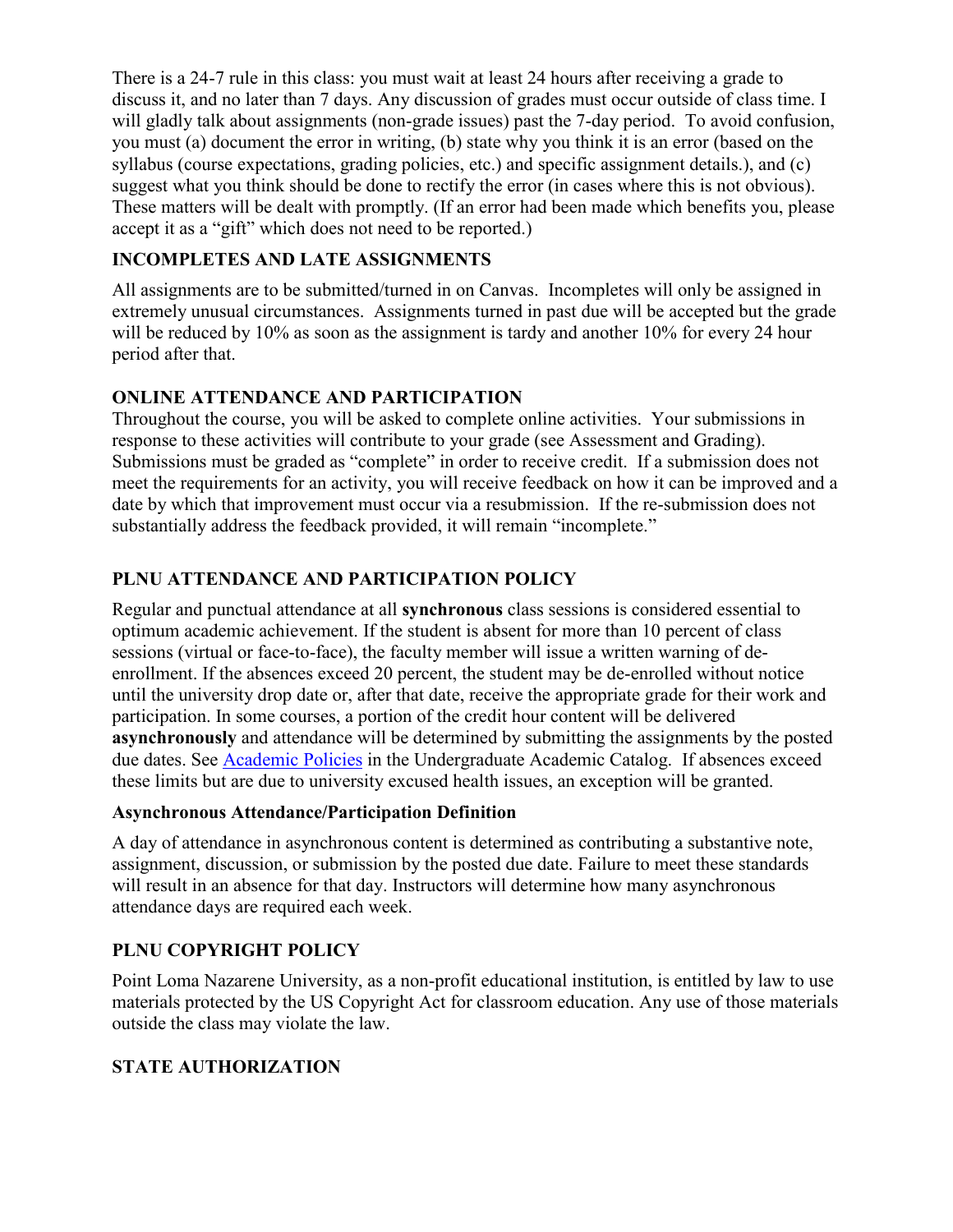There is a 24-7 rule in this class: you must wait at least 24 hours after receiving a grade to discuss it, and no later than 7 days. Any discussion of grades must occur outside of class time. I will gladly talk about assignments (non-grade issues) past the 7-day period. To avoid confusion, you must (a) document the error in writing, (b) state why you think it is an error (based on the syllabus (course expectations, grading policies, etc.) and specific assignment details.), and (c) suggest what you think should be done to rectify the error (in cases where this is not obvious). These matters will be dealt with promptly. (If an error had been made which benefits you, please accept it as a "gift" which does not need to be reported.)

## INCOMPLETES AND LATE ASSIGNMENTS

All assignments are to be submitted/turned in on Canvas. Incompletes will only be assigned in extremely unusual circumstances. Assignments turned in past due will be accepted but the grade will be reduced by 10% as soon as the assignment is tardy and another 10% for every 24 hour period after that.

## ONLINE ATTENDANCE AND PARTICIPATION

Throughout the course, you will be asked to complete online activities. Your submissions in response to these activities will contribute to your grade (see Assessment and Grading). Submissions must be graded as "complete" in order to receive credit. If a submission does not meet the requirements for an activity, you will receive feedback on how it can be improved and a date by which that improvement must occur via a resubmission. If the re-submission does not substantially address the feedback provided, it will remain "incomplete."

## PLNU ATTENDANCE AND PARTICIPATION POLICY

Regular and punctual attendance at all **synchronous** class sessions is considered essential to optimum academic achievement. If the student is absent for more than 10 percent of class sessions (virtual or face-to-face), the faculty member will issue a written warning of de-enrollment. If the absences exceed 20 percent, the student may be de-enrolled without notice until the university drop date or, after that date, receive the appropriate grade for their work and participation. In some courses, a portion of the credit hour content will be delivered **asynchronously** and attendance will be determined by submitting the assignments by the posted due dates. See [Academic Policies] in the Undergraduate Academic Catalog. If absences exceed these limits but are due to university excused health issues, an exception will be granted.

### Asynchronous Attendance/Participation Definition

A day of attendance in asynchronous content is determined as contributing a substantive note, assignment, discussion, or submission by the posted due date. Failure to meet these standards will result in an absence for that day. Instructors will determine how many asynchronous attendance days are required each week.

## PLNU COPYRIGHT POLICY

Point Loma Nazarene University, as a non-profit educational institution, is entitled by law to use materials protected by the US Copyright Act for classroom education. Any use of those materials outside the class may violate the law.

## STATE AUTHORIZATION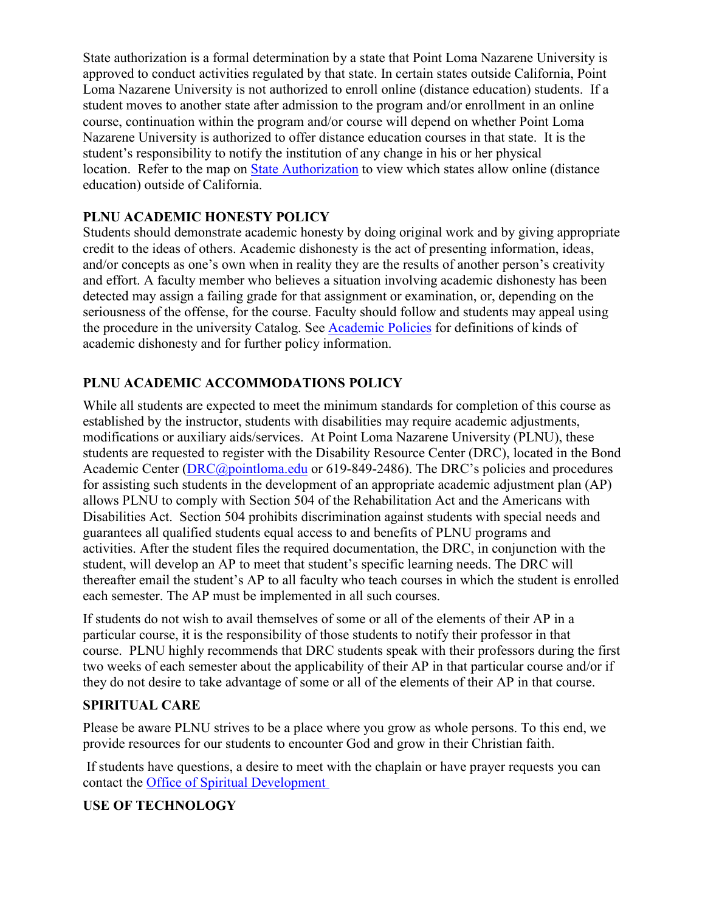State authorization is a formal determination by a state that Point Loma Nazarene University is approved to conduct activities regulated by that state. In certain states outside California, Point Loma Nazarene University is not authorized to enroll online (distance education) students. If a student moves to another state after admission to the program and/or enrollment in an online course, continuation within the program and/or course will depend on whether Point Loma Nazarene University is authorized to offer distance education courses in that state. It is the student's responsibility to notify the institution of any change in his or her physical location. Refer to the map on [State Authorization](#) to view which states allow online (distance education) outside of California.

## PLNU ACADEMIC HONESTY POLICY

Students should demonstrate academic honesty by doing original work and by giving appropriate credit to the ideas of others. Academic dishonesty is the act of presenting information, ideas, and/or concepts as one's own when in reality they are the results of another person's creativity and effort. A faculty member who believes a situation involving academic dishonesty has been detected may assign a failing grade for that assignment or examination, or, depending on the seriousness of the offense, for the course. Faculty should follow and students may appeal using the procedure in the university Catalog. See [Academic Policies](#) for definitions of kinds of academic dishonesty and for further policy information.

## PLNU ACADEMIC ACCOMMODATIONS POLICY

While all students are expected to meet the minimum standards for completion of this course as established by the instructor, students with disabilities may require academic adjustments, modifications or auxiliary aids/services. At Point Loma Nazarene University (PLNU), these students are requested to register with the Disability Resource Center (DRC), located in the Bond Academic Center (DRC@pointloma.edu or 619-849-2486). The DRC's policies and procedures for assisting such students in the development of an appropriate academic adjustment plan (AP) allows PLNU to comply with Section 504 of the Rehabilitation Act and the Americans with Disabilities Act. Section 504 prohibits discrimination against students with special needs and guarantees all qualified students equal access to and benefits of PLNU programs and activities. After the student files the required documentation, the DRC, in conjunction with the student, will develop an AP to meet that student's specific learning needs. The DRC will thereafter email the student's AP to all faculty who teach courses in which the student is enrolled each semester. The AP must be implemented in all such courses.

If students do not wish to avail themselves of some or all of the elements of their AP in a particular course, it is the responsibility of those students to notify their professor in that course. PLNU highly recommends that DRC students speak with their professors during the first two weeks of each semester about the applicability of their AP in that particular course and/or if they do not desire to take advantage of some or all of the elements of their AP in that course.

## SPIRITUAL CARE

Please be aware PLNU strives to be a place where you grow as whole persons. To this end, we provide resources for our students to encounter God and grow in their Christian faith.

If students have questions, a desire to meet with the chaplain or have prayer requests you can contact the [Office of Spiritual Development](#)

## USE OF TECHNOLOGY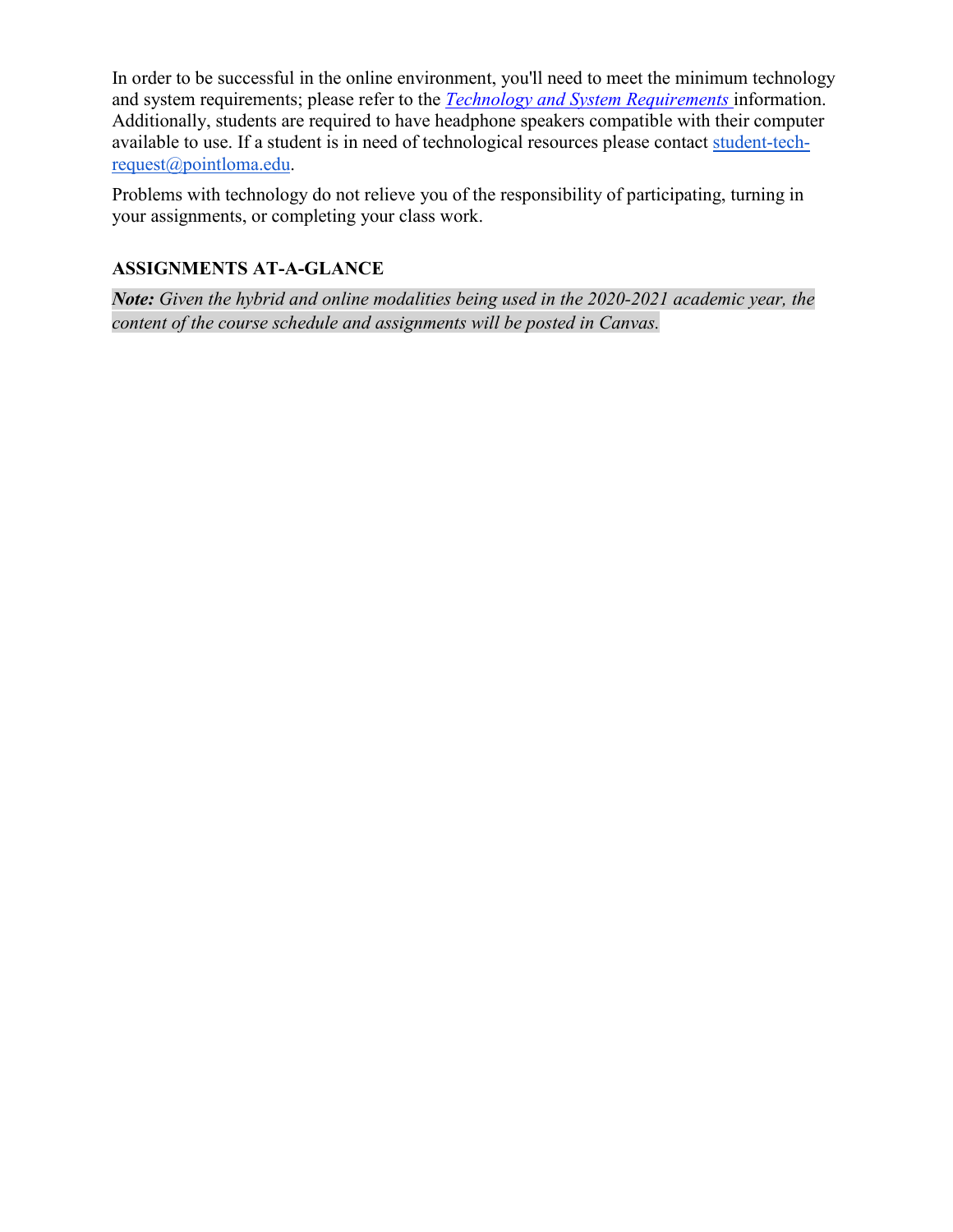In order to be successful in the online environment, you'll need to meet the minimum technology and system requirements; please refer to the *[Technology and System Requirements](#)* information. Additionally, students are required to have headphone speakers compatible with their computer available to use. If a student is in need of technological resources please contact [student-tech-request@pointloma.edu](mailto:student-tech-request@pointloma.edu).

Problems with technology do not relieve you of the responsibility of participating, turning in your assignments, or completing your class work.

### ASSIGNMENTS AT-A-GLANCE

***Note:*** *Given the hybrid and online modalities being used in the 2020-2021 academic year, the content of the course schedule and assignments will be posted in Canvas.*